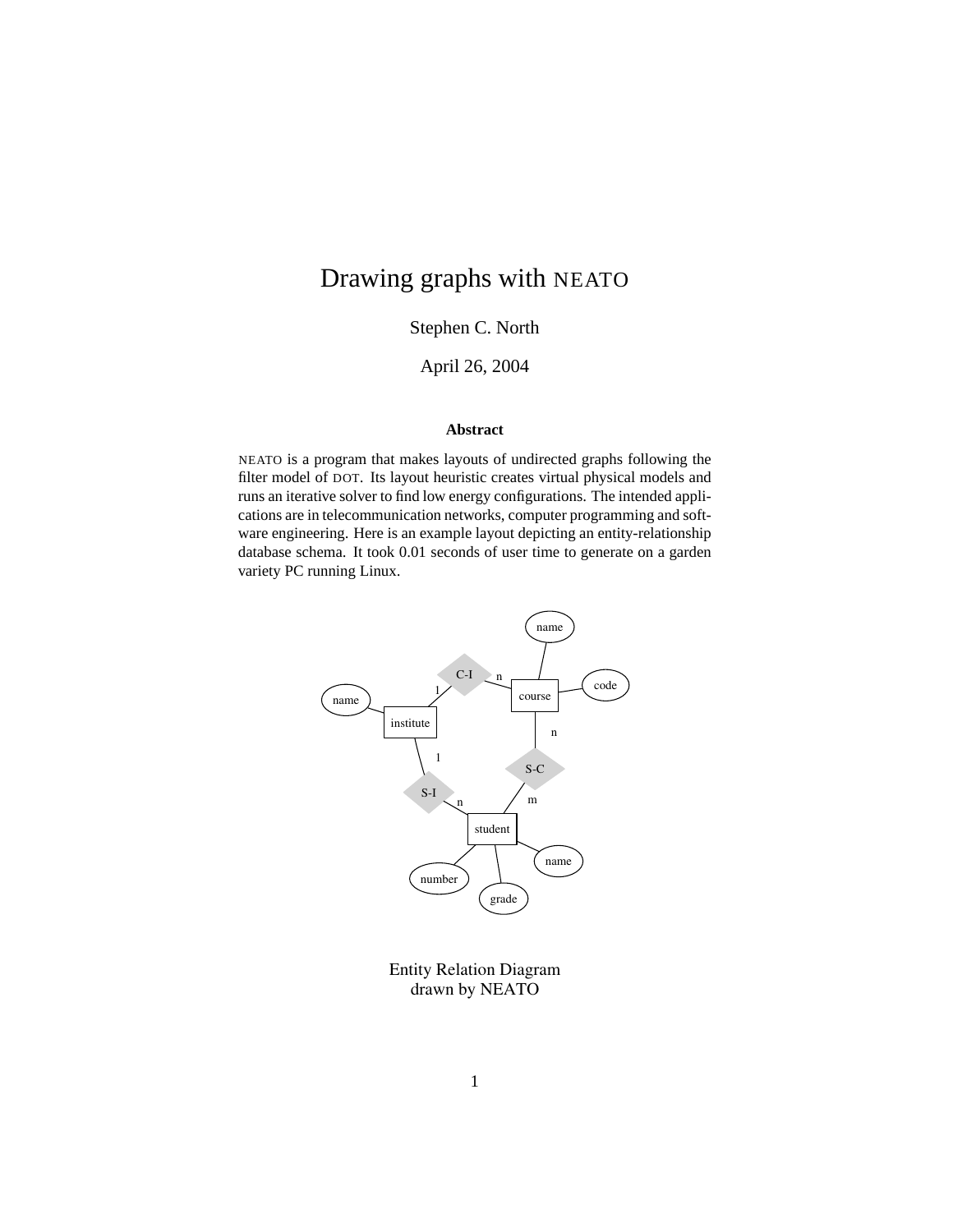# Drawing graphs with NEATO

Stephen C. North

April 26, 2004

### Abstract

NEATO is a program that makes layouts of undirected graphs following the filter model of DOT. Its layout heuristic creates virtual physical models and runs an iterative solver to find low energy configurations. The intended applications are in telecommunication networks, computer programming and software engineering. Here is an example layout depicting an entity-relationship database schema. It took 0.01 seconds of user time to generate on a garden variety PC running Linux.

Entity Relation Diagram
drawn by NEATO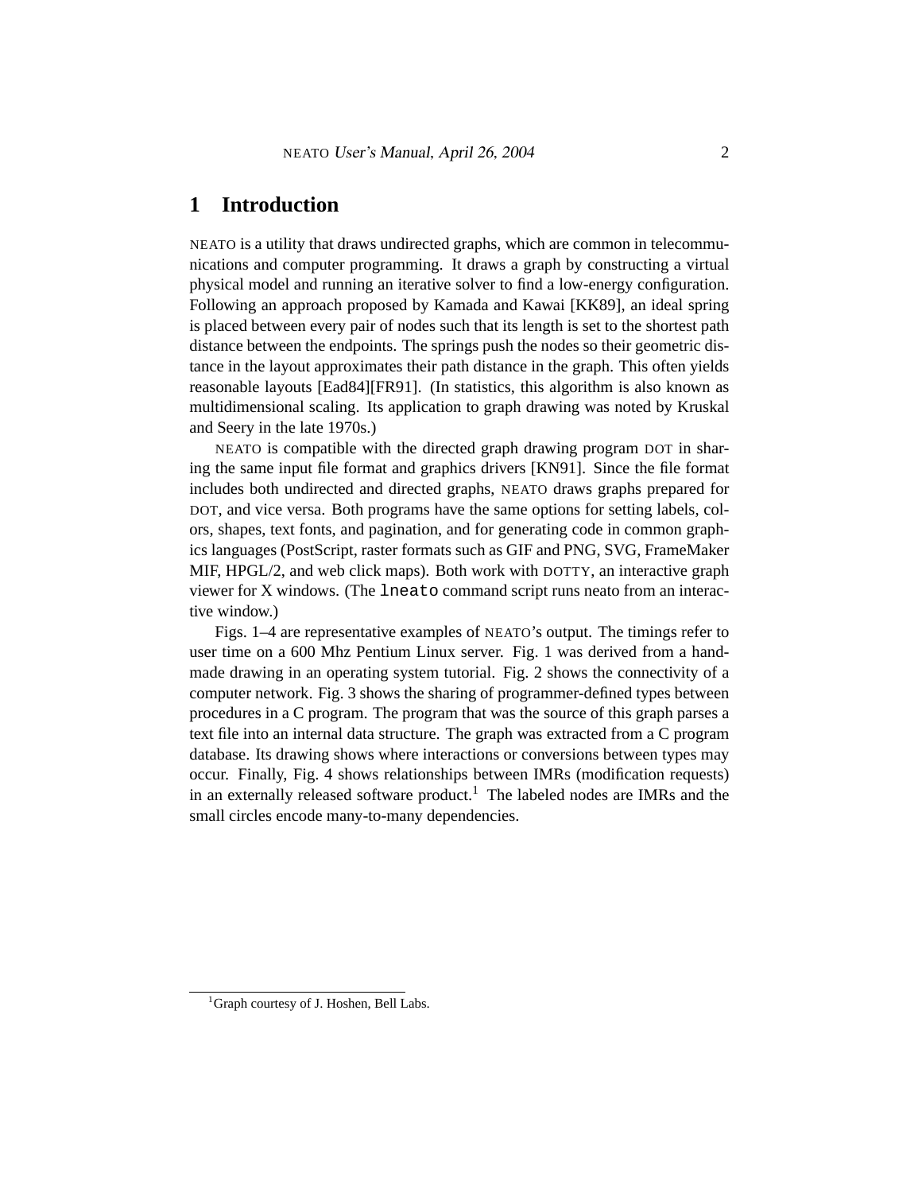# 1 Introduction

NEATO is a utility that draws undirected graphs, which are common in telecommunications and computer programming. It draws a graph by constructing a virtual physical model and running an iterative solver to find a low-energy configuration. Following an approach proposed by Kamada and Kawai [KK89], an ideal spring is placed between every pair of nodes such that its length is set to the shortest path distance between the endpoints. The springs push the nodes so their geometric distance in the layout approximates their path distance in the graph. This often yields reasonable layouts [Ead84][FR91]. (In statistics, this algorithm is also known as multidimensional scaling. Its application to graph drawing was noted by Kruskal and Seery in the late 1970s.)

NEATO is compatible with the directed graph drawing program DOT in sharing the same input file format and graphics drivers [KN91]. Since the file format includes both undirected and directed graphs, NEATO draws graphs prepared for DOT, and vice versa. Both programs have the same options for setting labels, colors, shapes, text fonts, and pagination, and for generating code in common graphics languages (PostScript, raster formats such as GIF and PNG, SVG, FrameMaker MIF, HPGL/2, and web click maps). Both work with DOTTY, an interactive graph viewer for X windows. (The `lneato` command script runs neato from an interactive window.)

Figs. 1–4 are representative examples of NEATO's output. The timings refer to user time on a 600 Mhz Pentium Linux server. Fig. 1 was derived from a hand-made drawing in an operating system tutorial. Fig. 2 shows the connectivity of a computer network. Fig. 3 shows the sharing of programmer-defined types between procedures in a C program. The program that was the source of this graph parses a text file into an internal data structure. The graph was extracted from a C program database. Its drawing shows where interactions or conversions between types may occur. Finally, Fig. 4 shows relationships between IMRs (modification requests) in an externally released software product.[1] The labeled nodes are IMRs and the small circles encode many-to-many dependencies.

[1] Graph courtesy of J. Hoshen, Bell Labs.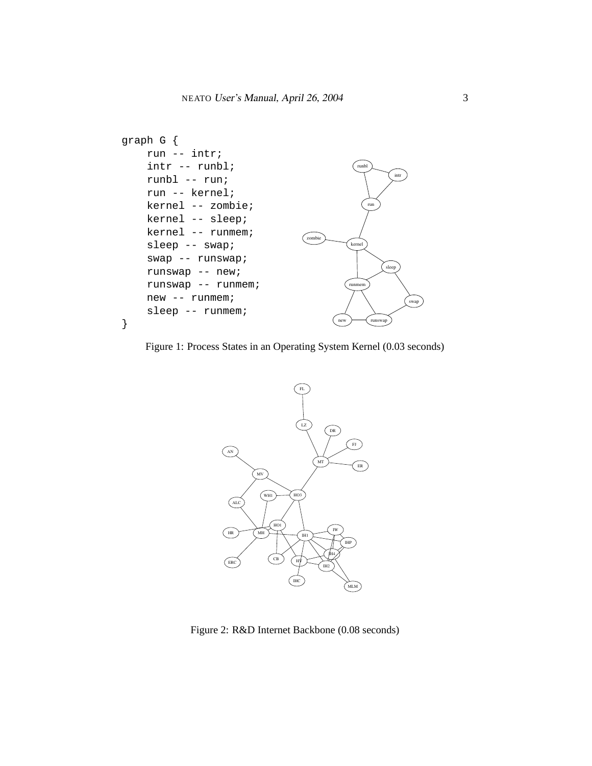```
graph G {
    run -- intr;
    intr -- runbl;
    runbl -- run;
    run -- kernel;
    kernel -- zombie;
    kernel -- sleep;
    kernel -- runmem;
    sleep -- swap;
    swap -- runswap;
    runswap -- new;
    runswap -- runmem;
    new -- runmem;
    sleep -- runmem;
}
```

Figure 1: Process States in an Operating System Kernel (0.03 seconds)

Figure 2: R&D Internet Backbone (0.08 seconds)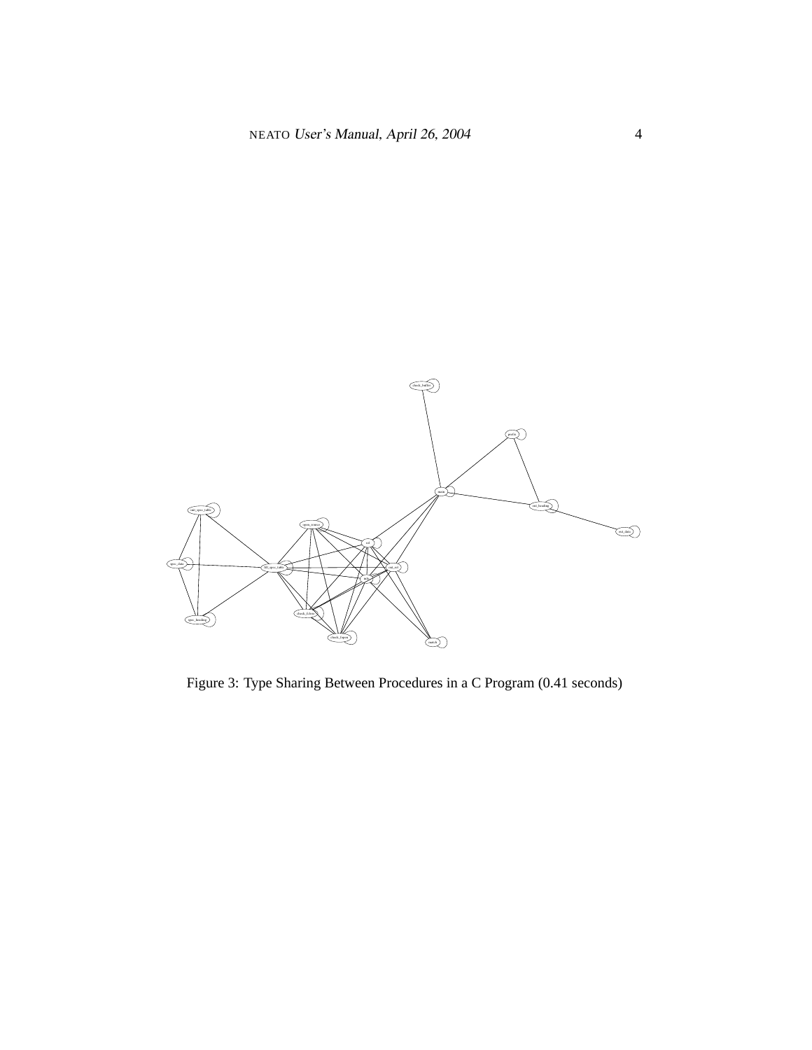Figure 3: Type Sharing Between Procedures in a C Program (0.41 seconds)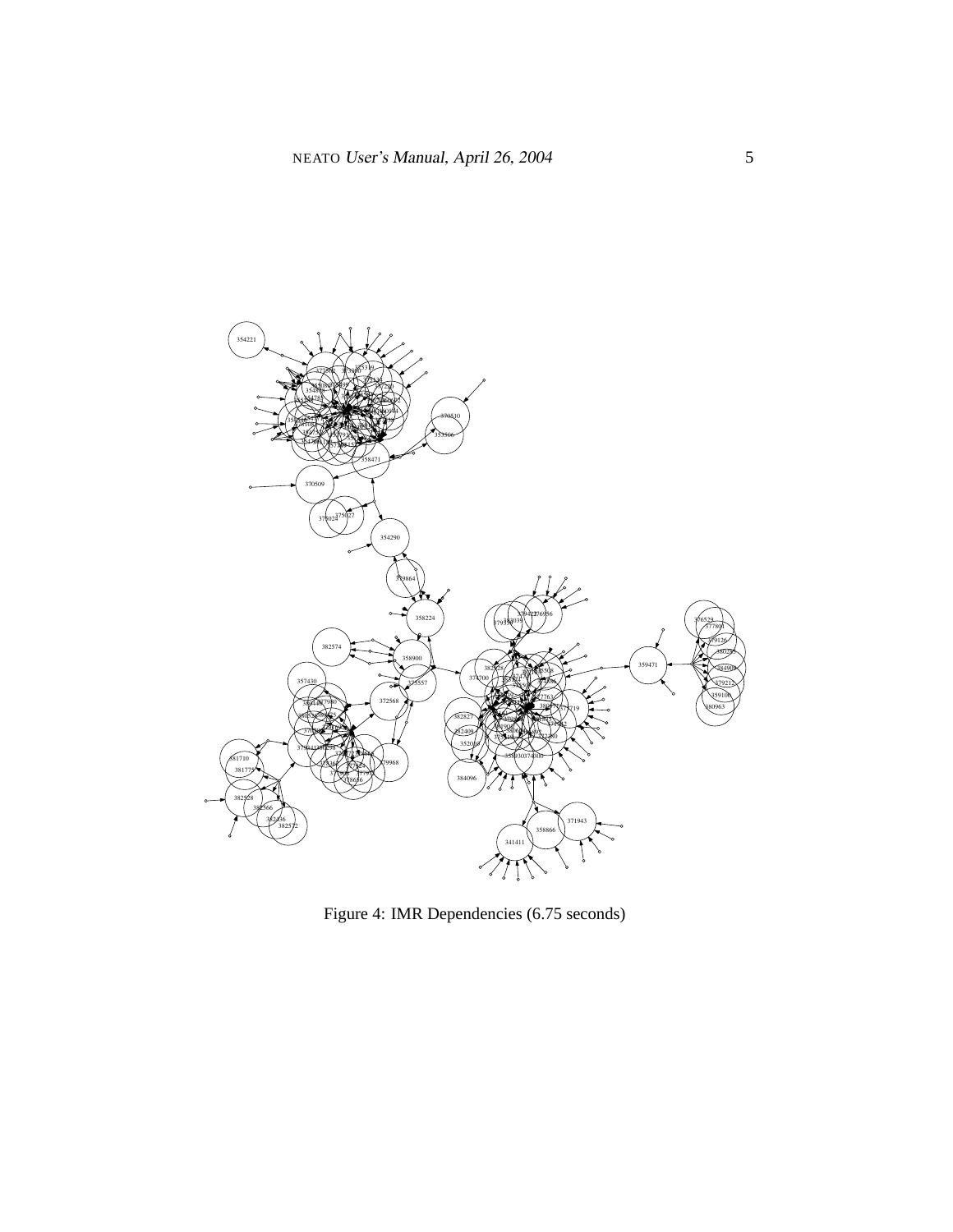Figure 4: IMR Dependencies (6.75 seconds)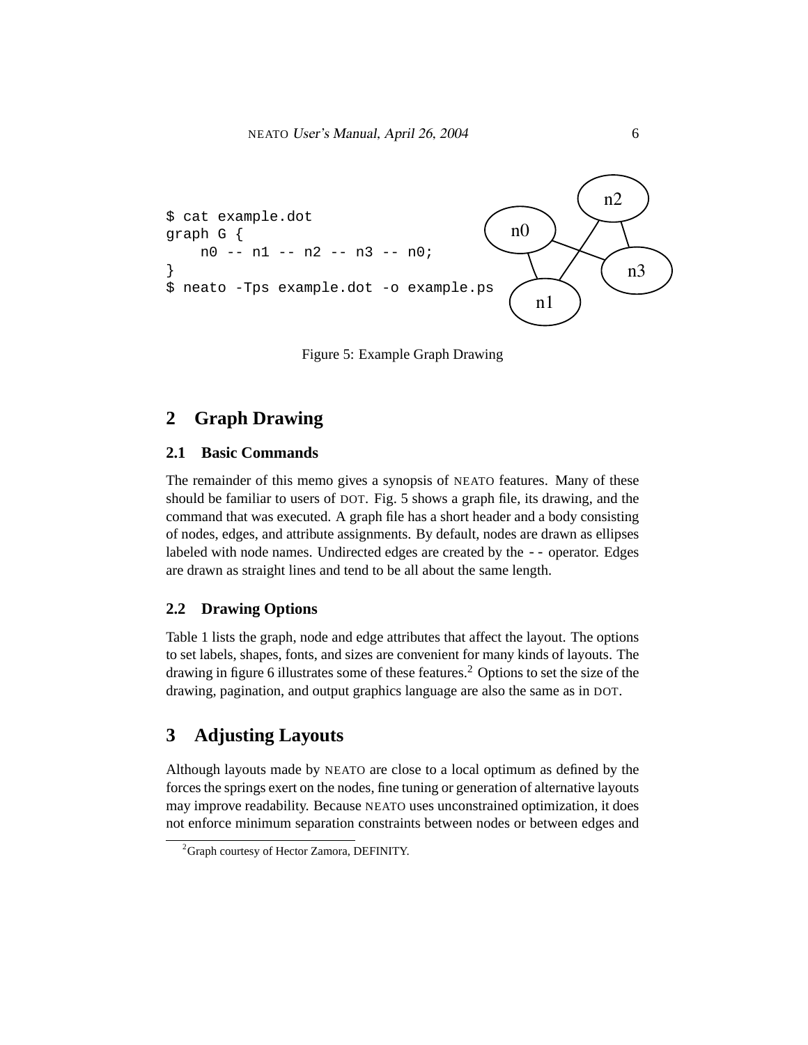```
$ cat example.dot
graph G {
    n0 -- n1 -- n2 -- n3 -- n0;
}
$ neato -Tps example.dot -o example.ps
```

Figure 5: Example Graph Drawing

## 2 Graph Drawing

### 2.1 Basic Commands

The remainder of this memo gives a synopsis of NEATO features. Many of these should be familiar to users of DOT. Fig. 5 shows a graph file, its drawing, and the command that was executed. A graph file has a short header and a body consisting of nodes, edges, and attribute assignments. By default, nodes are drawn as ellipses labeled with node names. Undirected edges are created by the `--` operator. Edges are drawn as straight lines and tend to be all about the same length.

### 2.2 Drawing Options

Table 1 lists the graph, node and edge attributes that affect the layout. The options to set labels, shapes, fonts, and sizes are convenient for many kinds of layouts. The drawing in figure 6 illustrates some of these features.[2] Options to set the size of the drawing, pagination, and output graphics language are also the same as in DOT.

## 3 Adjusting Layouts

Although layouts made by NEATO are close to a local optimum as defined by the forces the springs exert on the nodes, fine tuning or generation of alternative layouts may improve readability. Because NEATO uses unconstrained optimization, it does not enforce minimum separation constraints between nodes or between edges and

[2] Graph courtesy of Hector Zamora, DEFINITY.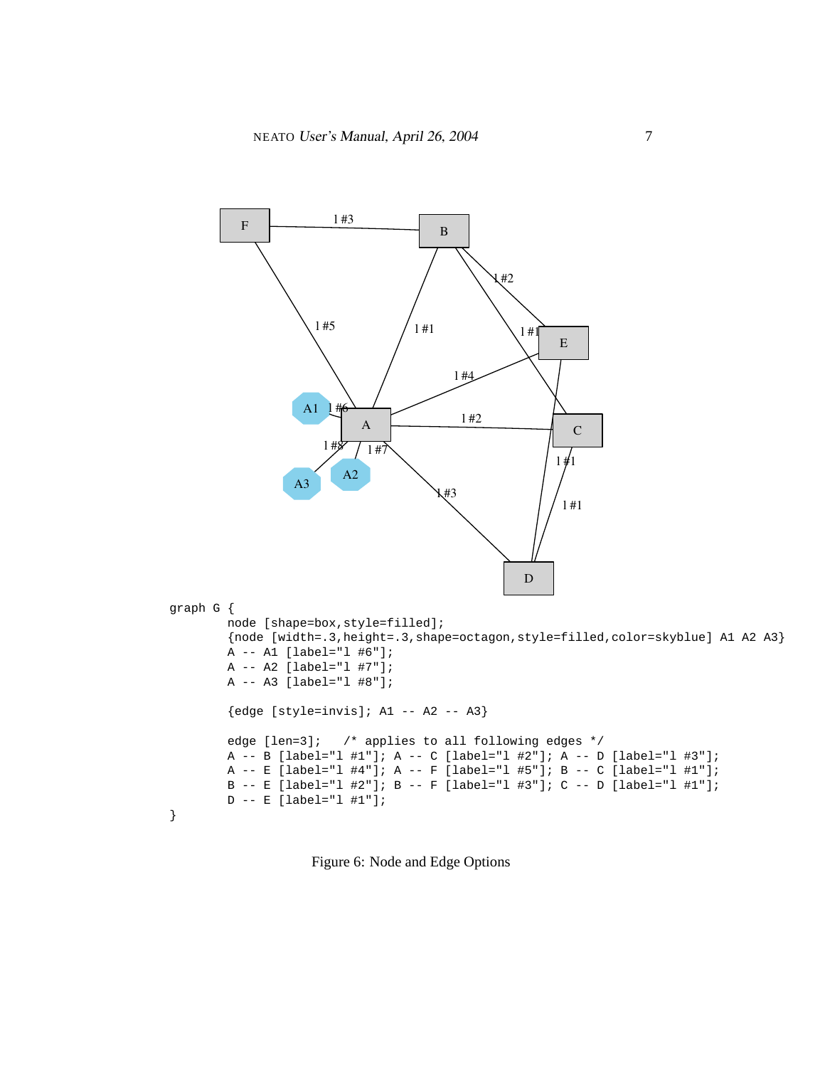```
graph G {
        node [shape=box,style=filled];
        {node [width=.3,height=.3,shape=octagon,style=filled,color=skyblue] A1 A2 A3}
        A -- A1 [label="l #6"];
        A -- A2 [label="l #7"];
        A -- A3 [label="l #8"];

        {edge [style=invis]; A1 -- A2 -- A3}

        edge [len=3];   /* applies to all following edges */
        A -- B [label="l #1"]; A -- C [label="l #2"]; A -- D [label="l #3"];
        A -- E [label="l #4"]; A -- F [label="l #5"]; B -- C [label="l #1"];
        B -- E [label="l #2"]; B -- F [label="l #3"]; C -- D [label="l #1"];
        D -- E [label="l #1"];
}
```

Figure 6: Node and Edge Options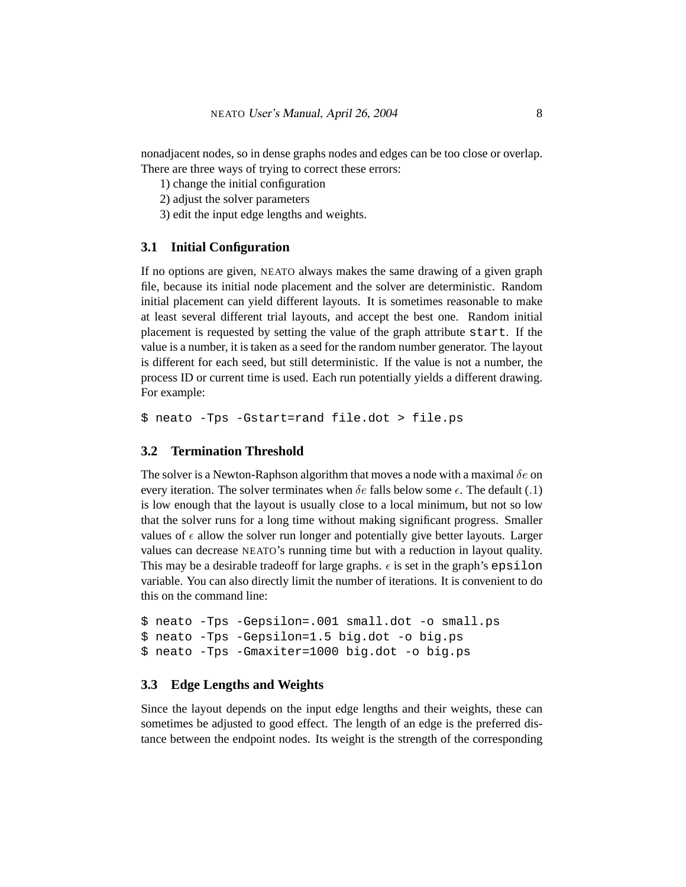nonadjacent nodes, so in dense graphs nodes and edges can be too close or overlap. There are three ways of trying to correct these errors:

1) change the initial configuration
2) adjust the solver parameters
3) edit the input edge lengths and weights.

### 3.1 Initial Configuration

If no options are given, NEATO always makes the same drawing of a given graph file, because its initial node placement and the solver are deterministic. Random initial placement can yield different layouts. It is sometimes reasonable to make at least several different trial layouts, and accept the best one. Random initial placement is requested by setting the value of the graph attribute `start`. If the value is a number, it is taken as a seed for the random number generator. The layout is different for each seed, but still deterministic. If the value is not a number, the process ID or current time is used. Each run potentially yields a different drawing. For example:

```
$ neato -Tps -Gstart=rand file.dot > file.ps
```

### 3.2 Termination Threshold

The solver is a Newton-Raphson algorithm that moves a node with a maximal $\delta e$ on every iteration. The solver terminates when $\delta e$ falls below some $\epsilon$. The default (.1) is low enough that the layout is usually close to a local minimum, but not so low that the solver runs for a long time without making significant progress. Smaller values of $\epsilon$ allow the solver run longer and potentially give better layouts. Larger values can decrease NEATO's running time but with a reduction in layout quality. This may be a desirable tradeoff for large graphs. $\epsilon$ is set in the graph's `epsilon` variable. You can also directly limit the number of iterations. It is convenient to do this on the command line:

```
$ neato -Tps -Gepsilon=.001 small.dot -o small.ps
$ neato -Tps -Gepsilon=1.5 big.dot -o big.ps
$ neato -Tps -Gmaxiter=1000 big.dot -o big.ps
```

### 3.3 Edge Lengths and Weights

Since the layout depends on the input edge lengths and their weights, these can sometimes be adjusted to good effect. The length of an edge is the preferred distance between the endpoint nodes. Its weight is the strength of the corresponding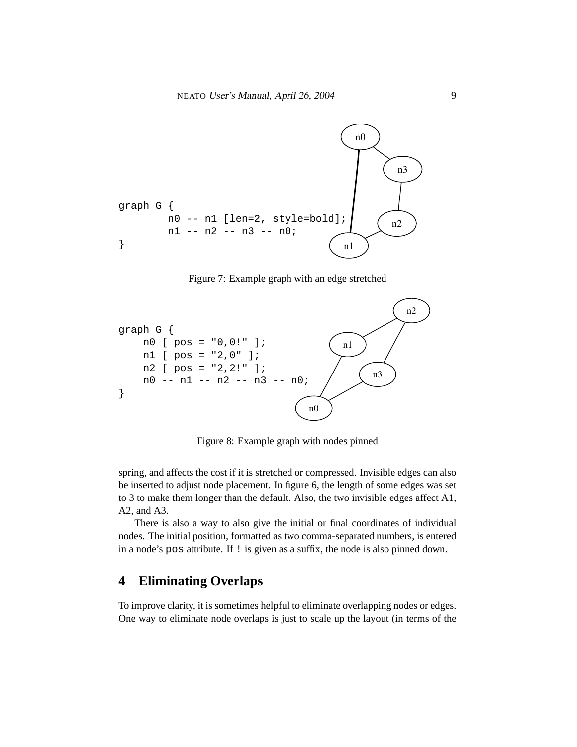```
graph G {
        n0 -- n1 [len=2, style=bold];
        n1 -- n2 -- n3 -- n0;
}
```

Figure 7: Example graph with an edge stretched

```
graph G {
    n0 [ pos = "0,0!" ];
    n1 [ pos = "2,0" ];
    n2 [ pos = "2,2!" ];
    n0 -- n1 -- n2 -- n3 -- n0;
}
```

Figure 8: Example graph with nodes pinned

spring, and affects the cost if it is stretched or compressed. Invisible edges can also be inserted to adjust node placement. In figure 6, the length of some edges was set to 3 to make them longer than the default. Also, the two invisible edges affect A1, A2, and A3.

There is also a way to also give the initial or final coordinates of individual nodes. The initial position, formatted as two comma-separated numbers, is entered in a node's `pos` attribute. If `!` is given as a suffix, the node is also pinned down.

# 4 Eliminating Overlaps

To improve clarity, it is sometimes helpful to eliminate overlapping nodes or edges. One way to eliminate node overlaps is just to scale up the layout (in terms of the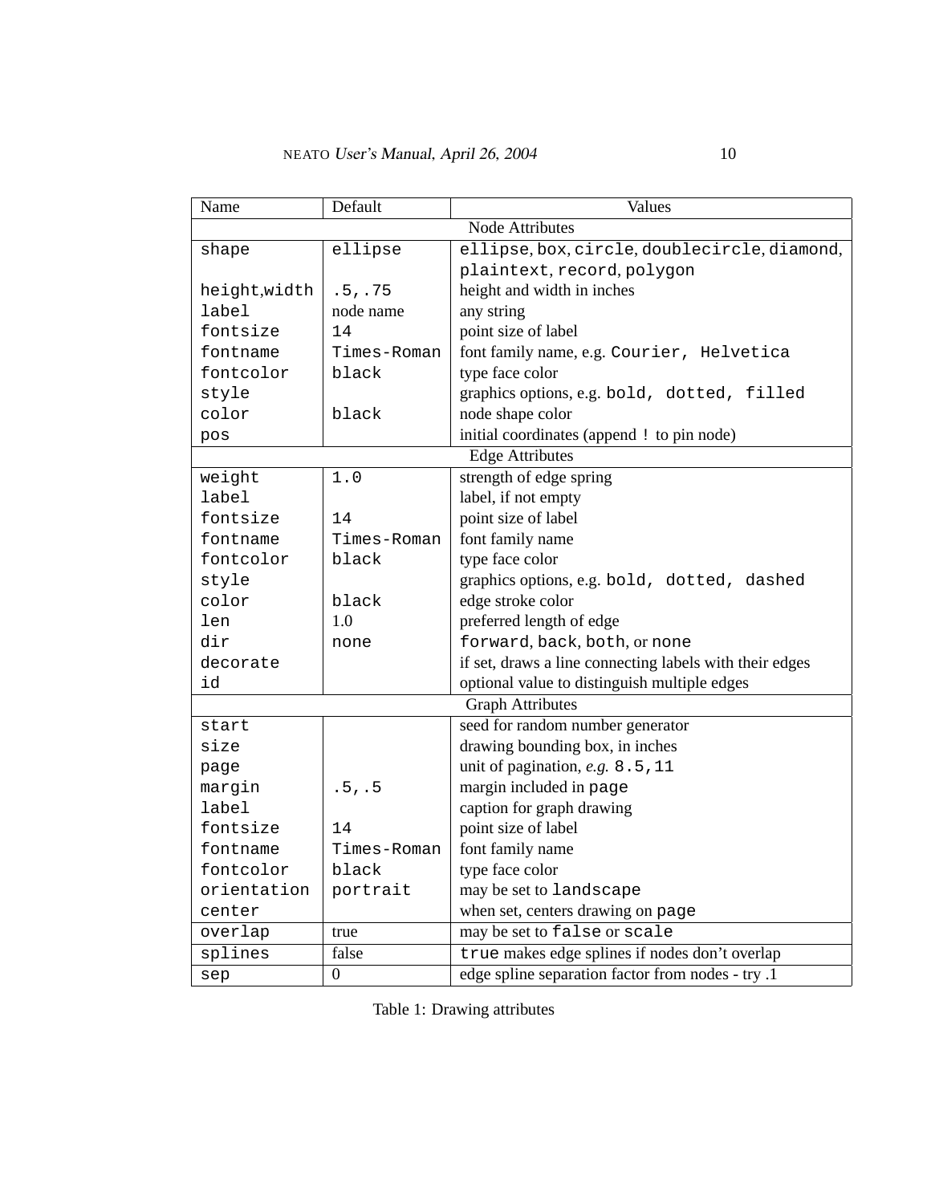| Name | Default | Values |
| --- | --- | --- |
| Node Attributes | | |
| shape | ellipse | ellipse, box, circle, doublecircle, diamond, plaintext, record, polygon |
| height,width | .5,.75 | height and width in inches |
| label | node name | any string |
| fontsize | 14 | point size of label |
| fontname | Times-Roman | font family name, e.g. Courier, Helvetica |
| fontcolor | black | type face color |
| style | | graphics options, e.g. bold, dotted, filled |
| color | black | node shape color |
| pos | | initial coordinates (append ! to pin node) |
| Edge Attributes | | |
| weight | 1.0 | strength of edge spring |
| label | | label, if not empty |
| fontsize | 14 | point size of label |
| fontname | Times-Roman | font family name |
| fontcolor | black | type face color |
| style | | graphics options, e.g. bold, dotted, dashed |
| color | black | edge stroke color |
| len | 1.0 | preferred length of edge |
| dir | none | forward, back, both, or none |
| decorate | | if set, draws a line connecting labels with their edges |
| id | | optional value to distinguish multiple edges |
| Graph Attributes | | |
| start | | seed for random number generator |
| size | | drawing bounding box, in inches |
| page | | unit of pagination, *e.g.* 8.5,11 |
| margin | .5,.5 | margin included in page |
| label | | caption for graph drawing |
| fontsize | 14 | point size of label |
| fontname | Times-Roman | font family name |
| fontcolor | black | type face color |
| orientation | portrait | may be set to landscape |
| center | | when set, centers drawing on page |
| overlap | true | may be set to false or scale |
| splines | false | true makes edge splines if nodes don't overlap |
| sep | 0 | edge spline separation factor from nodes - try .1 |

Table 1: Drawing attributes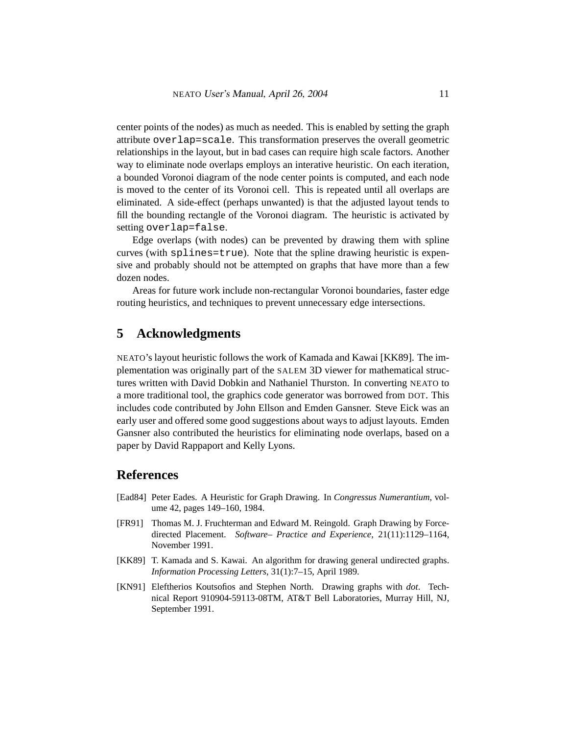center points of the nodes) as much as needed. This is enabled by setting the graph attribute `overlap=scale`. This transformation preserves the overall geometric relationships in the layout, but in bad cases can require high scale factors. Another way to eliminate node overlaps employs an interative heuristic. On each iteration, a bounded Voronoi diagram of the node center points is computed, and each node is moved to the center of its Voronoi cell. This is repeated until all overlaps are eliminated. A side-effect (perhaps unwanted) is that the adjusted layout tends to fill the bounding rectangle of the Voronoi diagram. The heuristic is activated by setting `overlap=false`.

Edge overlaps (with nodes) can be prevented by drawing them with spline curves (with `splines=true`). Note that the spline drawing heuristic is expensive and probably should not be attempted on graphs that have more than a few dozen nodes.

Areas for future work include non-rectangular Voronoi boundaries, faster edge routing heuristics, and techniques to prevent unnecessary edge intersections.

## 5 Acknowledgments

NEATO's layout heuristic follows the work of Kamada and Kawai [KK89]. The implementation was originally part of the SALEM 3D viewer for mathematical structures written with David Dobkin and Nathaniel Thurston. In converting NEATO to a more traditional tool, the graphics code generator was borrowed from DOT. This includes code contributed by John Ellson and Emden Gansner. Steve Eick was an early user and offered some good suggestions about ways to adjust layouts. Emden Gansner also contributed the heuristics for eliminating node overlaps, based on a paper by David Rappaport and Kelly Lyons.

## References

[Ead84] Peter Eades. A Heuristic for Graph Drawing. In *Congressus Numerantium*, volume 42, pages 149–160, 1984.

[FR91] Thomas M. J. Fruchterman and Edward M. Reingold. Graph Drawing by Force-directed Placement. *Software– Practice and Experience*, 21(11):1129–1164, November 1991.

[KK89] T. Kamada and S. Kawai. An algorithm for drawing general undirected graphs. *Information Processing Letters*, 31(1):7–15, April 1989.

[KN91] Eleftherios Koutsofios and Stephen North. Drawing graphs with *dot*. Technical Report 910904-59113-08TM, AT&T Bell Laboratories, Murray Hill, NJ, September 1991.